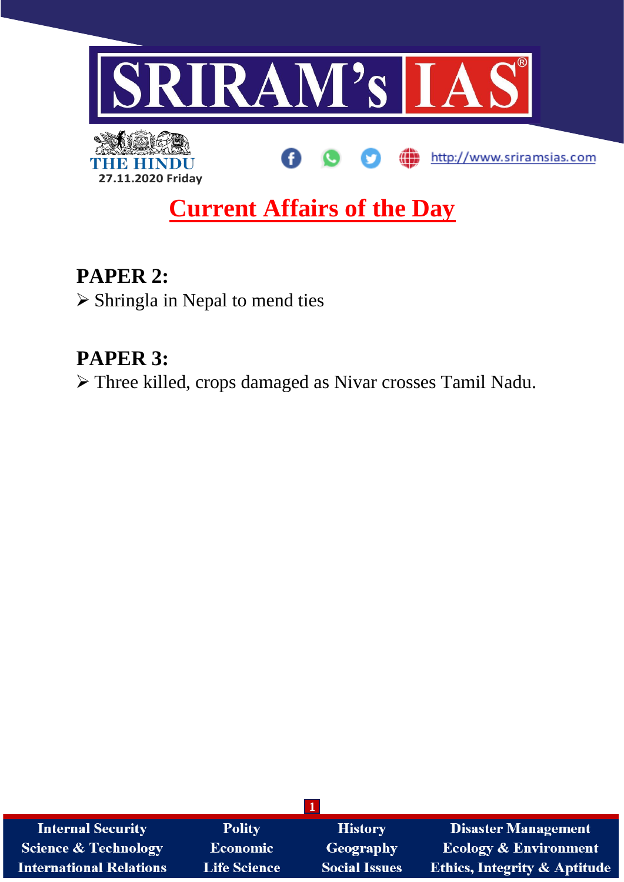# SRIRAM's IAS

THE HINDU
27.11.2020 Friday

http://www.sriramsias.com

## Current Affairs of the Day

### PAPER 2:

- Shringla in Nepal to mend ties

### PAPER 3:

- Three killed, crops damaged as Nivar crosses Tamil Nadu.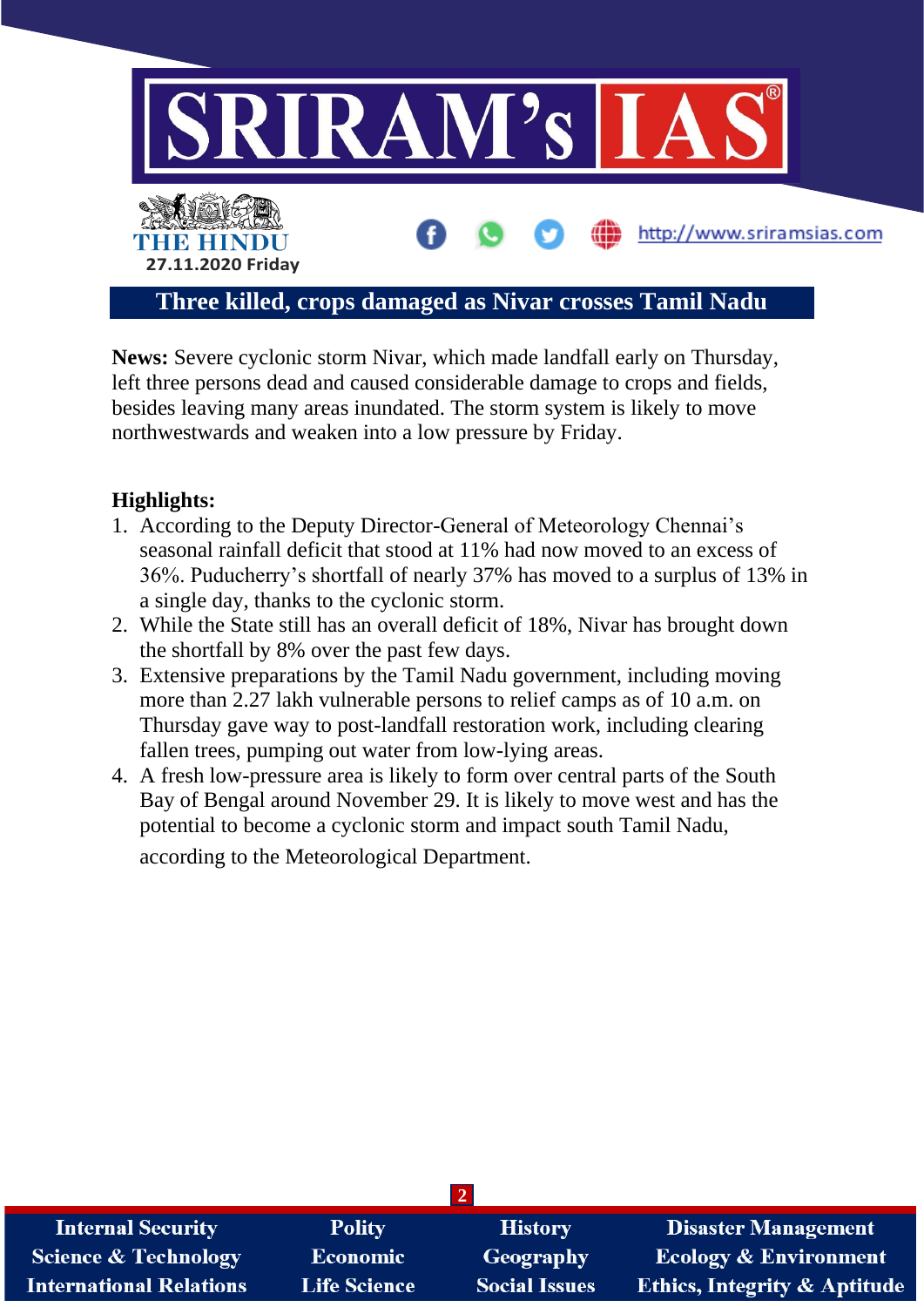# Three killed, crops damaged as Nivar crosses Tamil Nadu

**News:** Severe cyclonic storm Nivar, which made landfall early on Thursday, left three persons dead and caused considerable damage to crops and fields, besides leaving many areas inundated. The storm system is likely to move northwestwards and weaken into a low pressure by Friday.

**Highlights:**

1. According to the Deputy Director-General of Meteorology Chennai's seasonal rainfall deficit that stood at 11% had now moved to an excess of 36%. Puducherry's shortfall of nearly 37% has moved to a surplus of 13% in a single day, thanks to the cyclonic storm.
2. While the State still has an overall deficit of 18%, Nivar has brought down the shortfall by 8% over the past few days.
3. Extensive preparations by the Tamil Nadu government, including moving more than 2.27 lakh vulnerable persons to relief camps as of 10 a.m. on Thursday gave way to post-landfall restoration work, including clearing fallen trees, pumping out water from low-lying areas.
4. A fresh low-pressure area is likely to form over central parts of the South Bay of Bengal around November 29. It is likely to move west and has the potential to become a cyclonic storm and impact south Tamil Nadu, according to the Meteorological Department.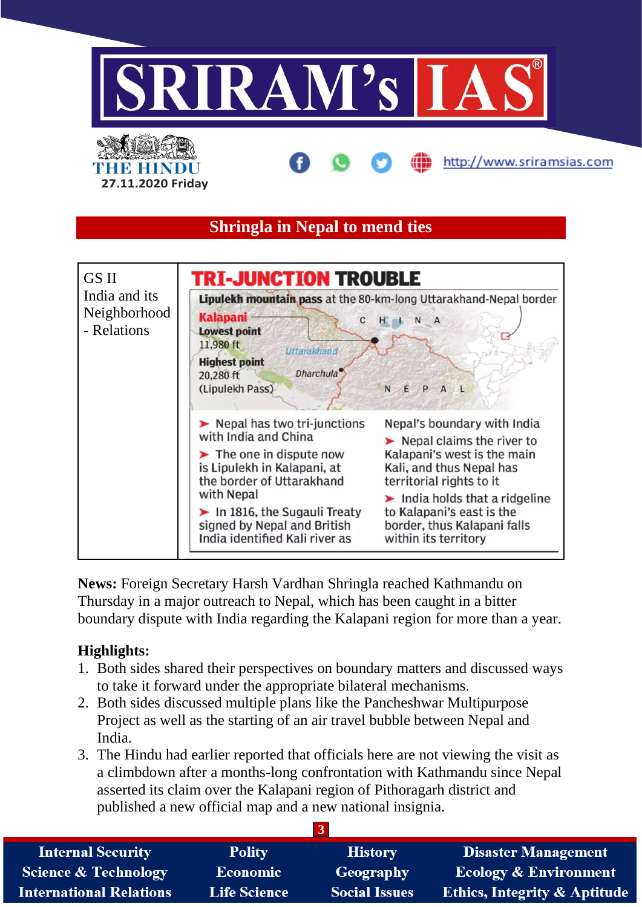## Shringla in Nepal to mend ties

| GS II India and its Neighborhood - Relations | **TRI-JUNCTION TROUBLE**<br>**Lipulekh mountain pass** at the 80-km-long Uttarakhand-Nepal border<br>**Kalapani**<br>**Lowest point** 11,980 ft<br>**Highest point** 20,280 ft (Lipulekh Pass)<br>Uttarakhand, Dharchula, CHINA, NEPAL<br>➤ Nepal has two tri-junctions with India and China<br>➤ The one in dispute now is Lipulekh in Kalapani, at the border of Uttarakhand with Nepal<br>➤ In 1816, the Sugauli Treaty signed by Nepal and British India identified Kali river as<br>Nepal's boundary with India<br>➤ Nepal claims the river to Kalapani's west is the main Kali, and thus Nepal has territorial rights to it<br>➤ India holds that a ridgeline to Kalapani's east is the border, thus Kalapani falls within its territory |
|---|---|

**News:** Foreign Secretary Harsh Vardhan Shringla reached Kathmandu on Thursday in a major outreach to Nepal, which has been caught in a bitter boundary dispute with India regarding the Kalapani region for more than a year.

**Highlights:**

1. Both sides shared their perspectives on boundary matters and discussed ways to take it forward under the appropriate bilateral mechanisms.
2. Both sides discussed multiple plans like the Pancheshwar Multipurpose Project as well as the starting of an air travel bubble between Nepal and India.
3. The Hindu had earlier reported that officials here are not viewing the visit as a climbdown after a months-long confrontation with Kathmandu since Nepal asserted its claim over the Kalapani region of Pithoragarh district and published a new official map and a new national insignia.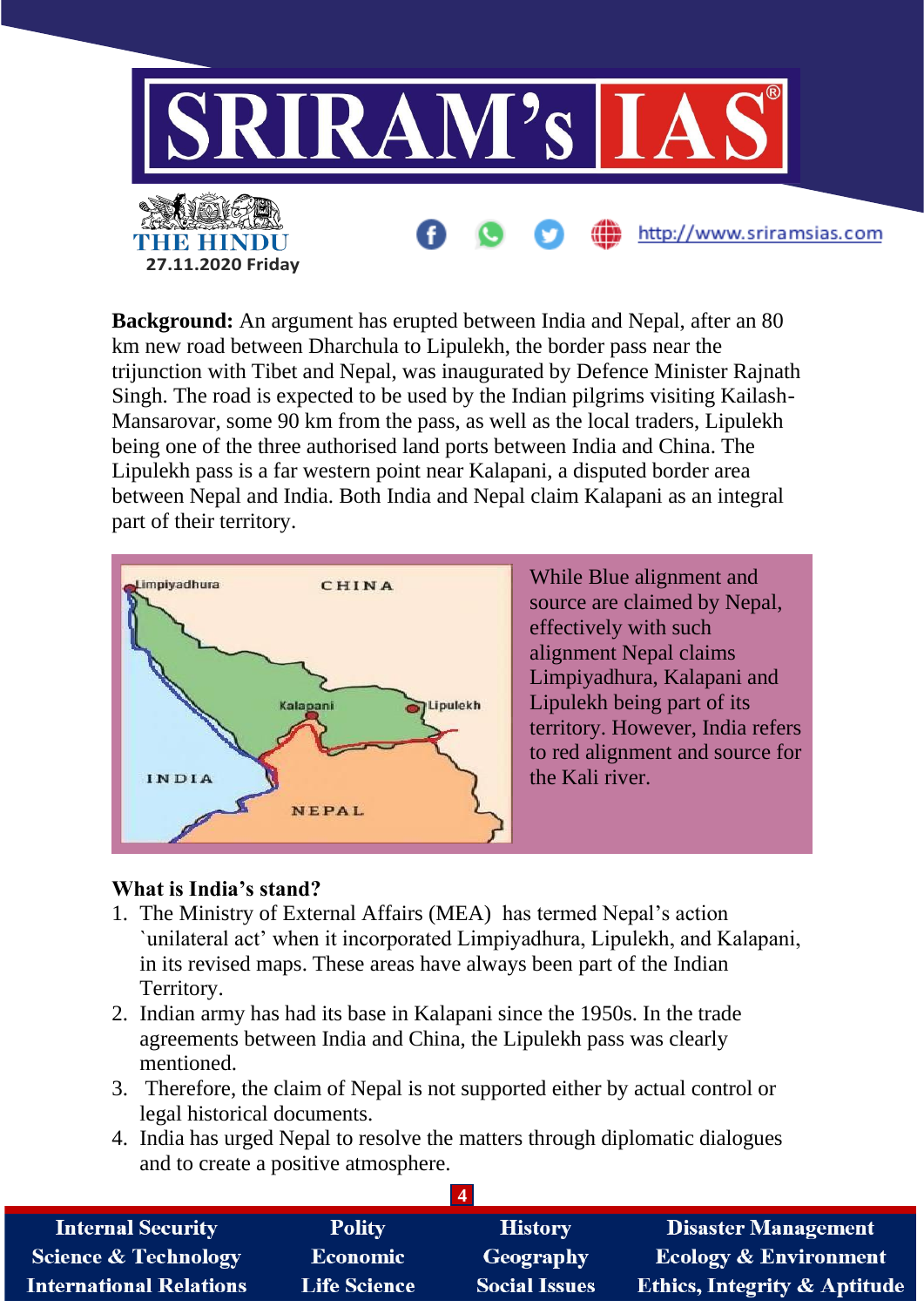**Background:** An argument has erupted between India and Nepal, after an 80 km new road between Dharchula to Lipulekh, the border pass near the trijunction with Tibet and Nepal, was inaugurated by Defence Minister Rajnath Singh. The road is expected to be used by the Indian pilgrims visiting Kailash-Mansarovar, some 90 km from the pass, as well as the local traders, Lipulekh being one of the three authorised land ports between India and China. The Lipulekh pass is a far western point near Kalapani, a disputed border area between Nepal and India. Both India and Nepal claim Kalapani as an integral part of their territory.

While Blue alignment and source are claimed by Nepal, effectively with such alignment Nepal claims Limpiyadhura, Kalapani and Lipulekh being part of its territory. However, India refers to red alignment and source for the Kali river.

**What is India's stand?**

1. The Ministry of External Affairs (MEA) has termed Nepal's action `unilateral act' when it incorporated Limpiyadhura, Lipulekh, and Kalapani, in its revised maps. These areas have always been part of the Indian Territory.
2. Indian army has had its base in Kalapani since the 1950s. In the trade agreements between India and China, the Lipulekh pass was clearly mentioned.
3. Therefore, the claim of Nepal is not supported either by actual control or legal historical documents.
4. India has urged Nepal to resolve the matters through diplomatic dialogues and to create a positive atmosphere.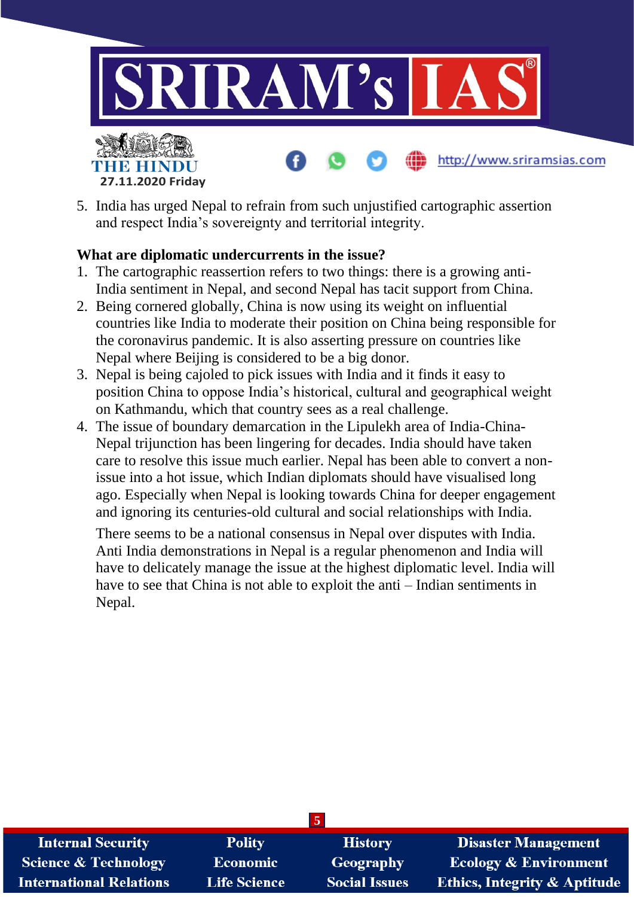5. India has urged Nepal to refrain from such unjustified cartographic assertion and respect India's sovereignty and territorial integrity.

**What are diplomatic undercurrents in the issue?**

1. The cartographic reassertion refers to two things: there is a growing anti-India sentiment in Nepal, and second Nepal has tacit support from China.
2. Being cornered globally, China is now using its weight on influential countries like India to moderate their position on China being responsible for the coronavirus pandemic. It is also asserting pressure on countries like Nepal where Beijing is considered to be a big donor.
3. Nepal is being cajoled to pick issues with India and it finds it easy to position China to oppose India's historical, cultural and geographical weight on Kathmandu, which that country sees as a real challenge.
4. The issue of boundary demarcation in the Lipulekh area of India-China-Nepal trijunction has been lingering for decades. India should have taken care to resolve this issue much earlier. Nepal has been able to convert a non-issue into a hot issue, which Indian diplomats should have visualised long ago. Especially when Nepal is looking towards China for deeper engagement and ignoring its centuries-old cultural and social relationships with India.

   There seems to be a national consensus in Nepal over disputes with India. Anti India demonstrations in Nepal is a regular phenomenon and India will have to delicately manage the issue at the highest diplomatic level. India will have to see that China is not able to exploit the anti – Indian sentiments in Nepal.